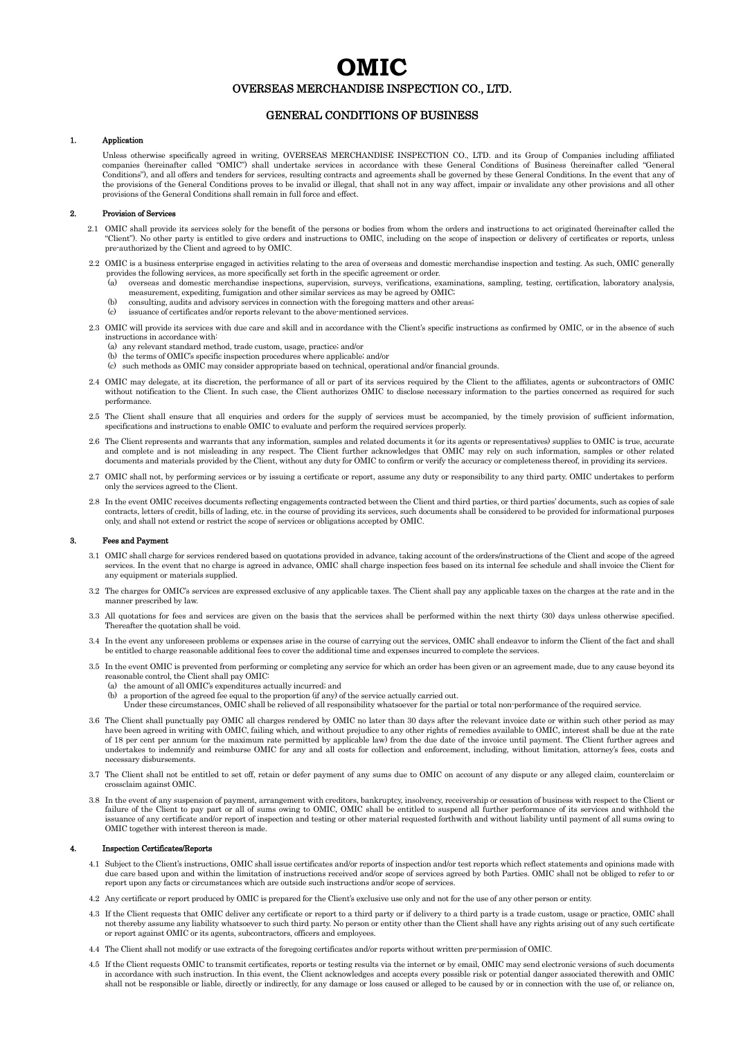# OMIC

## OVERSEAS MERCHANDISE INSPECTION CO., LTD.

## GENERAL CONDITIONS OF BUSINESS

### 1. Application

Unless otherwise specifically agreed in writing, OVERSEAS MERCHANDISE INSPECTION CO., LTD. and its Group of Companies including affiliated companies (hereinafter called "OMIC") shall undertake services in accordance with these General Conditions of Business (hereinafter called "General Conditions"), and all offers and tenders for services, resulting contracts and agreements shall be governed by these General Conditions. In the event that any of the provisions of the General Conditions proves to be invalid or illegal, that shall not in any way affect, impair or invalidate any other provisions and all other provisions of the General Conditions shall remain in full force and effect.

### 2. Provision of Services

2.1 OMIC shall provide its services solely for the benefit of the persons or bodies from whom the orders and instructions to act originated (hereinafter called the "Client"). No other party is entitled to give orders and instructions to OMIC, including on the scope of inspection or delivery of certificates or reports, unless pre-authorized by the Client and agreed to by OMIC.

2.2 OMIC is a business enterprise engaged in activities relating to the area of overseas and domestic merchandise inspection and testing. As such, OMIC generally provides the following services, as more specifically set forth in the specific agreement or order.

- (a) overseas and domestic merchandise inspections, supervision, surveys, verifications, examinations, sampling, testing, certification, laboratory analysis, measurement, expediting, fumigation and other similar services as may be agreed by OMIC;
- (b) consulting, audits and advisory services in connection with the foregoing matters and other areas;
- (c) issuance of certificates and/or reports relevant to the above-mentioned services.

2.3 OMIC will provide its services with due care and skill and in accordance with the Client's specific instructions as confirmed by OMIC, or in the absence of such instructions in accordance with:

- (a) any relevant standard method, trade custom, usage, practice; and/or
- (b) the terms of OMIC's specific inspection procedures where applicable; and/or
- (c) such methods as OMIC may consider appropriate based on technical, operational and/or financial grounds.

2.4 OMIC may delegate, at its discretion, the performance of all or part of its services required by the Client to the affiliates, agents or subcontractors of OMIC without notification to the Client. In such case, the Client authorizes OMIC to disclose necessary information to the parties concerned as required for such performance.

2.5 The Client shall ensure that all enquiries and orders for the supply of services must be accompanied, by the timely provision of sufficient information, specifications and instructions to enable OMIC to evaluate and perform the required services properly.

2.6 The Client represents and warrants that any information, samples and related documents it (or its agents or representatives) supplies to OMIC is true, accurate and complete and is not misleading in any respect. The Client further acknowledges that OMIC may rely on such information, samples or other related documents and materials provided by the Client, without any duty for OMIC to confirm or verify the accuracy or completeness thereof, in providing its services.

2.7 OMIC shall not, by performing services or by issuing a certificate or report, assume any duty or responsibility to any third party. OMIC undertakes to perform only the services agreed to the Client.

2.8 In the event OMIC receives documents reflecting engagements contracted between the Client and third parties, or third parties' documents, such as copies of sale contracts, letters of credit, bills of lading, etc. in the course of providing its services, such documents shall be considered to be provided for informational purposes only, and shall not extend or restrict the scope of services or obligations accepted by OMIC.

### 3. Fees and Payment

3.1 OMIC shall charge for services rendered based on quotations provided in advance, taking account of the orders/instructions of the Client and scope of the agreed services. In the event that no charge is agreed in advance, OMIC shall charge inspection fees based on its internal fee schedule and shall invoice the Client for any equipment or materials supplied.

3.2 The charges for OMIC's services are expressed exclusive of any applicable taxes. The Client shall pay any applicable taxes on the charges at the rate and in the manner prescribed by law.

3.3 All quotations for fees and services are given on the basis that the services shall be performed within the next thirty (30) days unless otherwise specified. Thereafter the quotation shall be void.

3.4 In the event any unforeseen problems or expenses arise in the course of carrying out the services, OMIC shall endeavor to inform the Client of the fact and shall be entitled to charge reasonable additional fees to cover the additional time and expenses incurred to complete the services.

3.5 In the event OMIC is prevented from performing or completing any service for which an order has been given or an agreement made, due to any cause beyond its reasonable control, the Client shall pay OMIC:

- (a) the amount of all OMIC's expenditures actually incurred; and
- (b) a proportion of the agreed fee equal to the proportion (if any) of the service actually carried out.

Under these circumstances, OMIC shall be relieved of all responsibility whatsoever for the partial or total non-performance of the required service.

3.6 The Client shall punctually pay OMIC all charges rendered by OMIC no later than 30 days after the relevant invoice date or within such other period as may have been agreed in writing with OMIC, failing which, and without prejudice to any other rights of remedies available to OMIC, interest shall be due at the rate of 18 per cent per annum (or the maximum rate permitted by applicable law) from the due date of the invoice until payment. The Client further agrees and undertakes to indemnify and reimburse OMIC for any and all costs for collection and enforcement, including, without limitation, attorney's fees, costs and necessary disbursements.

3.7 The Client shall not be entitled to set off, retain or defer payment of any sums due to OMIC on account of any dispute or any alleged claim, counterclaim or crossclaim against OMIC.

3.8 In the event of any suspension of payment, arrangement with creditors, bankruptcy, insolvency, receivership or cessation of business with respect to the Client or failure of the Client to pay part or all of sums owing to OMIC, OMIC shall be entitled to suspend all further performance of its services and withhold the issuance of any certificate and/or report of inspection and testing or other material requested forthwith and without liability until payment of all sums owing to OMIC together with interest thereon is made.

### 4. Inspection Certificates/Reports

4.1 Subject to the Client's instructions, OMIC shall issue certificates and/or reports of inspection and/or test reports which reflect statements and opinions made with due care based upon and within the limitation of instructions received and/or scope of services agreed by both Parties. OMIC shall not be obliged to refer to or report upon any facts or circumstances which are outside such instructions and/or scope of services.

4.2 Any certificate or report produced by OMIC is prepared for the Client's exclusive use only and not for the use of any other person or entity.

4.3 If the Client requests that OMIC deliver any certificate or report to a third party or if delivery to a third party is a trade custom, usage or practice, OMIC shall not thereby assume any liability whatsoever to such third party. No person or entity other than the Client shall have any rights arising out of any such certificate or report against OMIC or its agents, subcontractors, officers and employees.

4.4 The Client shall not modify or use extracts of the foregoing certificates and/or reports without written pre-permission of OMIC.

4.5 If the Client requests OMIC to transmit certificates, reports or testing results via the internet or by email, OMIC may send electronic versions of such documents in accordance with such instruction. In this event, the Client acknowledges and accepts every possible risk or potential danger associated therewith and OMIC shall not be responsible or liable, directly or indirectly, for any damage or loss caused or alleged to be caused by or in connection with the use of, or reliance on,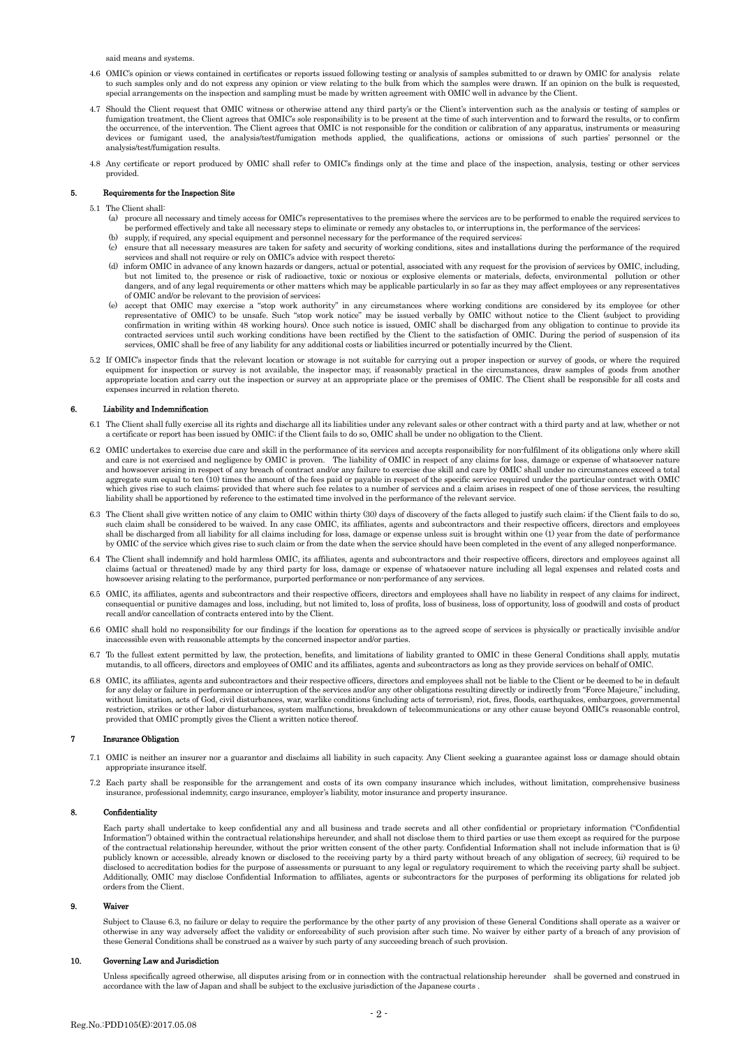said means and systems.

4.6 OMIC's opinion or views contained in certificates or reports issued following testing or analysis of samples submitted to or drawn by OMIC for analysis relate to such samples only and do not express any opinion or view relating to the bulk from which the samples were drawn. If an opinion on the bulk is requested, special arrangements on the inspection and sampling must be made by written agreement with OMIC well in advance by the Client.

4.7 Should the Client request that OMIC witness or otherwise attend any third party's or the Client's intervention such as the analysis or testing of samples or fumigation treatment, the Client agrees that OMIC's sole responsibility is to be present at the time of such intervention and to forward the results, or to confirm the occurrence, of the intervention. The Client agrees that OMIC is not responsible for the condition or calibration of any apparatus, instruments or measuring devices or fumigant used, the analysis/test/fumigation methods applied, the qualifications, actions or omissions of such parties' personnel or the analysis/test/fumigation results.

4.8 Any certificate or report produced by OMIC shall refer to OMIC's findings only at the time and place of the inspection, analysis, testing or other services provided.

## 5. Requirements for the Inspection Site

5.1 The Client shall:

(a) procure all necessary and timely access for OMIC's representatives to the premises where the services are to be performed to enable the required services to be performed effectively and take all necessary steps to eliminate or remedy any obstacles to, or interruptions in, the performance of the services;

(b) supply, if required, any special equipment and personnel necessary for the performance of the required services;

(c) ensure that all necessary measures are taken for safety and security of working conditions, sites and installations during the performance of the required services and shall not require or rely on OMIC's advice with respect thereto;

(d) inform OMIC in advance of any known hazards or dangers, actual or potential, associated with any request for the provision of services by OMIC, including, but not limited to, the presence or risk of radioactive, toxic or noxious or explosive elements or materials, defects, environmental pollution or other dangers, and of any legal requirements or other matters which may be applicable particularly in so far as they may affect employees or any representatives of OMIC and/or be relevant to the provision of services;

(e) accept that OMIC may exercise a "stop work authority" in any circumstances where working conditions are considered by its employee (or other representative of OMIC) to be unsafe. Such "stop work notice" may be issued verbally by OMIC without notice to the Client (subject to providing confirmation in writing within 48 working hours). Once such notice is issued, OMIC shall be discharged from any obligation to continue to provide its contracted services until such working conditions have been rectified by the Client to the satisfaction of OMIC. During the period of suspension of its services, OMIC shall be free of any liability for any additional costs or liabilities incurred or potentially incurred by the Client.

5.2 If OMIC's inspector finds that the relevant location or stowage is not suitable for carrying out a proper inspection or survey of goods, or where the required equipment for inspection or survey is not available, the inspector may, if reasonably practical in the circumstances, draw samples of goods from another appropriate location and carry out the inspection or survey at an appropriate place or the premises of OMIC. The Client shall be responsible for all costs and expenses incurred in relation thereto.

## 6. Liability and Indemnification

6.1 The Client shall fully exercise all its rights and discharge all its liabilities under any relevant sales or other contract with a third party and at law, whether or not a certificate or report has been issued by OMIC; if the Client fails to do so, OMIC shall be under no obligation to the Client.

6.2 OMIC undertakes to exercise due care and skill in the performance of its services and accepts responsibility for non-fulfilment of its obligations only where skill and care is not exercised and negligence by OMIC is proven. The liability of OMIC in respect of any claims for loss, damage or expense of whatsoever nature and howsoever arising in respect of any breach of contract and/or any failure to exercise due skill and care by OMIC shall under no circumstances exceed a total aggregate sum equal to ten (10) times the amount of the fees paid or payable in respect of the specific service required under the particular contract with OMIC which gives rise to such claims; provided that where such fee relates to a number of services and a claim arises in respect of one of those services, the resulting liability shall be apportioned by reference to the estimated time involved in the performance of the relevant service.

6.3 The Client shall give written notice of any claim to OMIC within thirty (30) days of discovery of the facts alleged to justify such claim; if the Client fails to do so, such claim shall be considered to be waived. In any case OMIC, its affiliates, agents and subcontractors and their respective officers, directors and employees shall be discharged from all liability for all claims including for loss, damage or expense unless suit is brought within one (1) year from the date of performance by OMIC of the service which gives rise to such claim or from the date when the service should have been completed in the event of any alleged nonperformance.

6.4 The Client shall indemnify and hold harmless OMIC, its affiliates, agents and subcontractors and their respective officers, directors and employees against all claims (actual or threatened) made by any third party for loss, damage or expense of whatsoever nature including all legal expenses and related costs and howsoever arising relating to the performance, purported performance or non-performance of any services.

6.5 OMIC, its affiliates, agents and subcontractors and their respective officers, directors and employees shall have no liability in respect of any claims for indirect, consequential or punitive damages and loss, including, but not limited to, loss of profits, loss of business, loss of opportunity, loss of goodwill and costs of product recall and/or cancellation of contracts entered into by the Client.

6.6 OMIC shall hold no responsibility for our findings if the location for operations as to the agreed scope of services is physically or practically invisible and/or inaccessible even with reasonable attempts by the concerned inspector and/or parties.

6.7 To the fullest extent permitted by law, the protection, benefits, and limitations of liability granted to OMIC in these General Conditions shall apply, mutatis mutandis, to all officers, directors and employees of OMIC and its affiliates, agents and subcontractors as long as they provide services on behalf of OMIC.

6.8 OMIC, its affiliates, agents and subcontractors and their respective officers, directors and employees shall not be liable to the Client or be deemed to be in default for any delay or failure in performance or interruption of the services and/or any other obligations resulting directly or indirectly from "Force Majeure," including, without limitation, acts of God, civil disturbances, war, warlike conditions (including acts of terrorism), riot, fires, floods, earthquakes, embargoes, governmental restriction, strikes or other labor disturbances, system malfunctions, breakdown of telecommunications or any other cause beyond OMIC's reasonable control, provided that OMIC promptly gives the Client a written notice thereof.

## 7 Insurance Obligation

7.1 OMIC is neither an insurer nor a guarantor and disclaims all liability in such capacity. Any Client seeking a guarantee against loss or damage should obtain appropriate insurance itself.

7.2 Each party shall be responsible for the arrangement and costs of its own company insurance which includes, without limitation, comprehensive business insurance, professional indemnity, cargo insurance, employer's liability, motor insurance and property insurance.

## 8. Confidentiality

Each party shall undertake to keep confidential any and all business and trade secrets and all other confidential or proprietary information ("Confidential Information") obtained within the contractual relationships hereunder, and shall not disclose them to third parties or use them except as required for the purpose of the contractual relationship hereunder, without the prior written consent of the other party. Confidential Information shall not include information that is (i) publicly known or accessible, already known or disclosed to the receiving party by a third party without breach of any obligation of secrecy, (ii) required to be disclosed to accreditation bodies for the purpose of assessments or pursuant to any legal or regulatory requirement to which the receiving party shall be subject. Additionally, OMIC may disclose Confidential Information to affiliates, agents or subcontractors for the purposes of performing its obligations for related job orders from the Client.

## 9. Waiver

Subject to Clause 6.3, no failure or delay to require the performance by the other party of any provision of these General Conditions shall operate as a waiver or otherwise in any way adversely affect the validity or enforceability of such provision after such time. No waiver by either party of a breach of any provision of these General Conditions shall be construed as a waiver by such party of any succeeding breach of such provision.

## 10. Governing Law and Jurisdiction

Unless specifically agreed otherwise, all disputes arising from or in connection with the contractual relationship hereunder shall be governed and construed in accordance with the law of Japan and shall be subject to the exclusive jurisdiction of the Japanese courts .

Reg.No.:PDD105(E)-2017.05.08